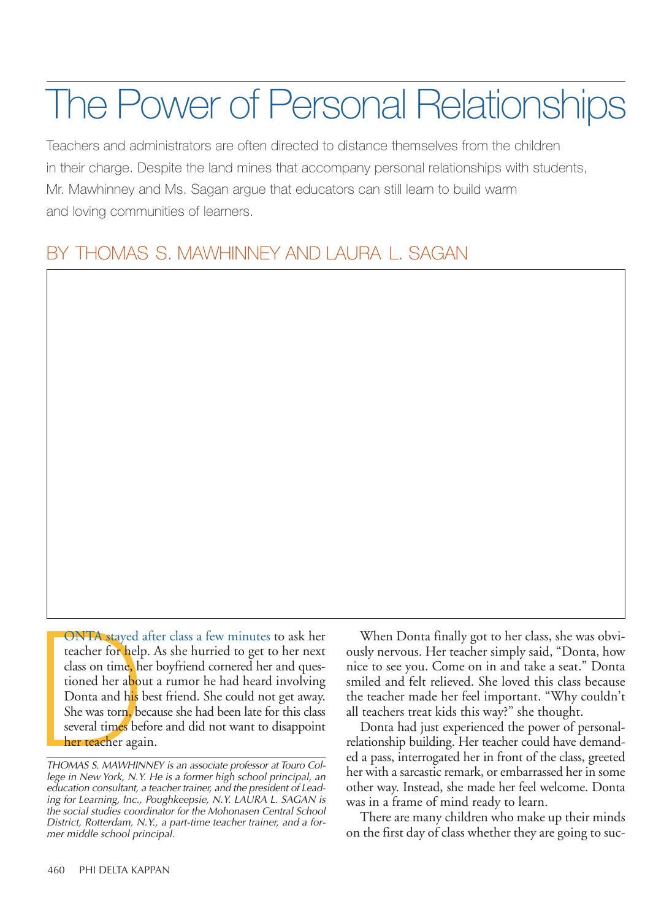# The Power of Personal Relationships

Teachers and administrators are often directed to distance themselves from the children in their charge. Despite the land mines that accompany personal relationships with students, Mr. Mawhinney and Ms. Sagan argue that educators can still learn to build warm and loving communities of learners.

## BY THOMAS S. MAWHINNEY AND LAURA L. SAGAN

DONTA stayed after class a few minutes to ask her teacher for help. As she hurried to get to her next class on time, her boyfriend cornered her and questioned her about a rumor he had heard involving Donta and his best friend. She could not get away. She was torn, because she had been late for this class several times before and did not want to disappoint her teacher again.

*THOMAS S. MAWHINNEY is an associate professor at Touro College in New York, N.Y. He is a former high school principal, an education consultant, a teacher trainer, and the president of Leading for Learning, Inc., Poughkeepsie, N.Y. LAURA L. SAGAN is the social studies coordinator for the Mohonasen Central School District, Rotterdam, N.Y., a part-time teacher trainer, and a former middle school principal.*

When Donta finally got to her class, she was obviously nervous. Her teacher simply said, "Donta, how nice to see you. Come on in and take a seat." Donta smiled and felt relieved. She loved this class because the teacher made her feel important. "Why couldn't all teachers treat kids this way?" she thought.

Donta had just experienced the power of personal-relationship building. Her teacher could have demanded a pass, interrogated her in front of the class, greeted her with a sarcastic remark, or embarrassed her in some other way. Instead, she made her feel welcome. Donta was in a frame of mind ready to learn.

There are many children who make up their minds on the first day of class whether they are going to suc-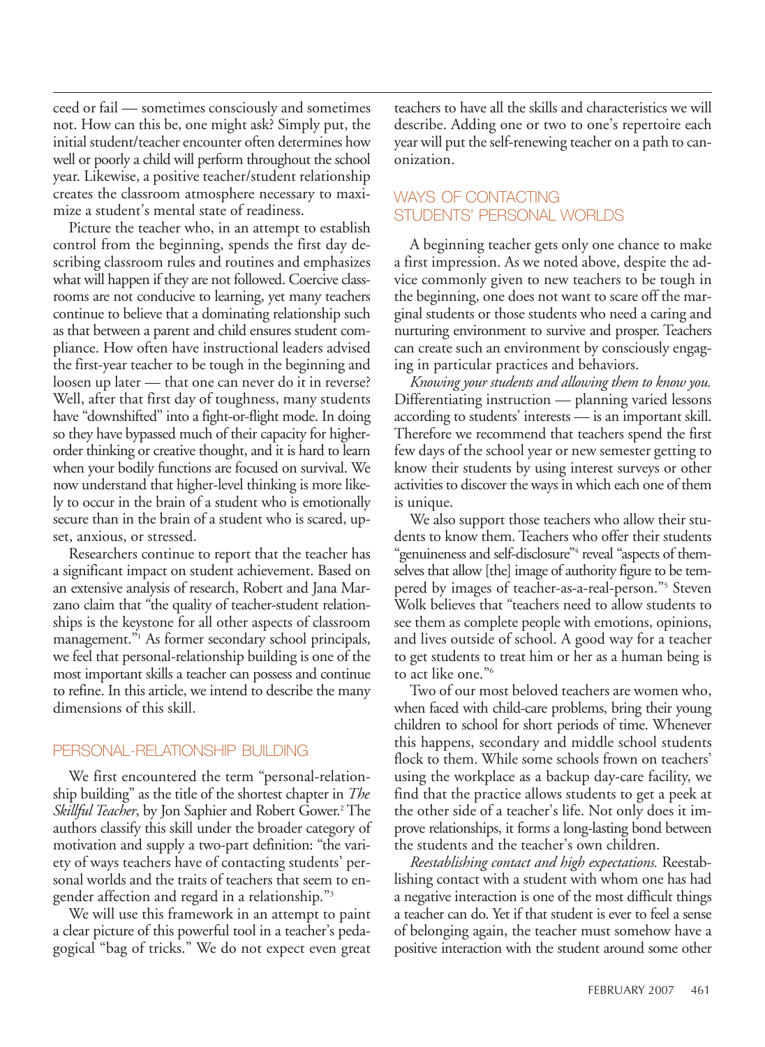ceed or fail — sometimes consciously and sometimes not. How can this be, one might ask? Simply put, the initial student/teacher encounter often determines how well or poorly a child will perform throughout the school year. Likewise, a positive teacher/student relationship creates the classroom atmosphere necessary to maximize a student's mental state of readiness.

Picture the teacher who, in an attempt to establish control from the beginning, spends the first day describing classroom rules and routines and emphasizes what will happen if they are not followed. Coercive classrooms are not conducive to learning, yet many teachers continue to believe that a dominating relationship such as that between a parent and child ensures student compliance. How often have instructional leaders advised the first-year teacher to be tough in the beginning and loosen up later — that one can never do it in reverse? Well, after that first day of toughness, many students have "downshifted" into a fight-or-flight mode. In doing so they have bypassed much of their capacity for higher-order thinking or creative thought, and it is hard to learn when your bodily functions are focused on survival. We now understand that higher-level thinking is more likely to occur in the brain of a student who is emotionally secure than in the brain of a student who is scared, upset, anxious, or stressed.

Researchers continue to report that the teacher has a significant impact on student achievement. Based on an extensive analysis of research, Robert and Jana Marzano claim that "the quality of teacher-student relationships is the keystone for all other aspects of classroom management."[1] As former secondary school principals, we feel that personal-relationship building is one of the most important skills a teacher can possess and continue to refine. In this article, we intend to describe the many dimensions of this skill.

## PERSONAL-RELATIONSHIP BUILDING

We first encountered the term "personal-relationship building" as the title of the shortest chapter in *The Skillful Teacher*, by Jon Saphier and Robert Gower.[2] The authors classify this skill under the broader category of motivation and supply a two-part definition: "the variety of ways teachers have of contacting students' personal worlds and the traits of teachers that seem to engender affection and regard in a relationship."[3]

We will use this framework in an attempt to paint a clear picture of this powerful tool in a teacher's pedagogical "bag of tricks." We do not expect even great teachers to have all the skills and characteristics we will describe. Adding one or two to one's repertoire each year will put the self-renewing teacher on a path to canonization.

## WAYS OF CONTACTING STUDENTS' PERSONAL WORLDS

A beginning teacher gets only one chance to make a first impression. As we noted above, despite the advice commonly given to new teachers to be tough in the beginning, one does not want to scare off the marginal students or those students who need a caring and nurturing environment to survive and prosper. Teachers can create such an environment by consciously engaging in particular practices and behaviors.

*Knowing your students and allowing them to know you.* Differentiating instruction — planning varied lessons according to students' interests — is an important skill. Therefore we recommend that teachers spend the first few days of the school year or new semester getting to know their students by using interest surveys or other activities to discover the ways in which each one of them is unique.

We also support those teachers who allow their students to know them. Teachers who offer their students "genuineness and self-disclosure"[4] reveal "aspects of themselves that allow [the] image of authority figure to be tempered by images of teacher-as-a-real-person."[5] Steven Wolk believes that "teachers need to allow students to see them as complete people with emotions, opinions, and lives outside of school. A good way for a teacher to get students to treat him or her as a human being is to act like one."[6]

Two of our most beloved teachers are women who, when faced with child-care problems, bring their young children to school for short periods of time. Whenever this happens, secondary and middle school students flock to them. While some schools frown on teachers' using the workplace as a backup day-care facility, we find that the practice allows students to get a peek at the other side of a teacher's life. Not only does it improve relationships, it forms a long-lasting bond between the students and the teacher's own children.

*Reestablishing contact and high expectations.* Reestablishing contact with a student with whom one has had a negative interaction is one of the most difficult things a teacher can do. Yet if that student is ever to feel a sense of belonging again, the teacher must somehow have a positive interaction with the student around some other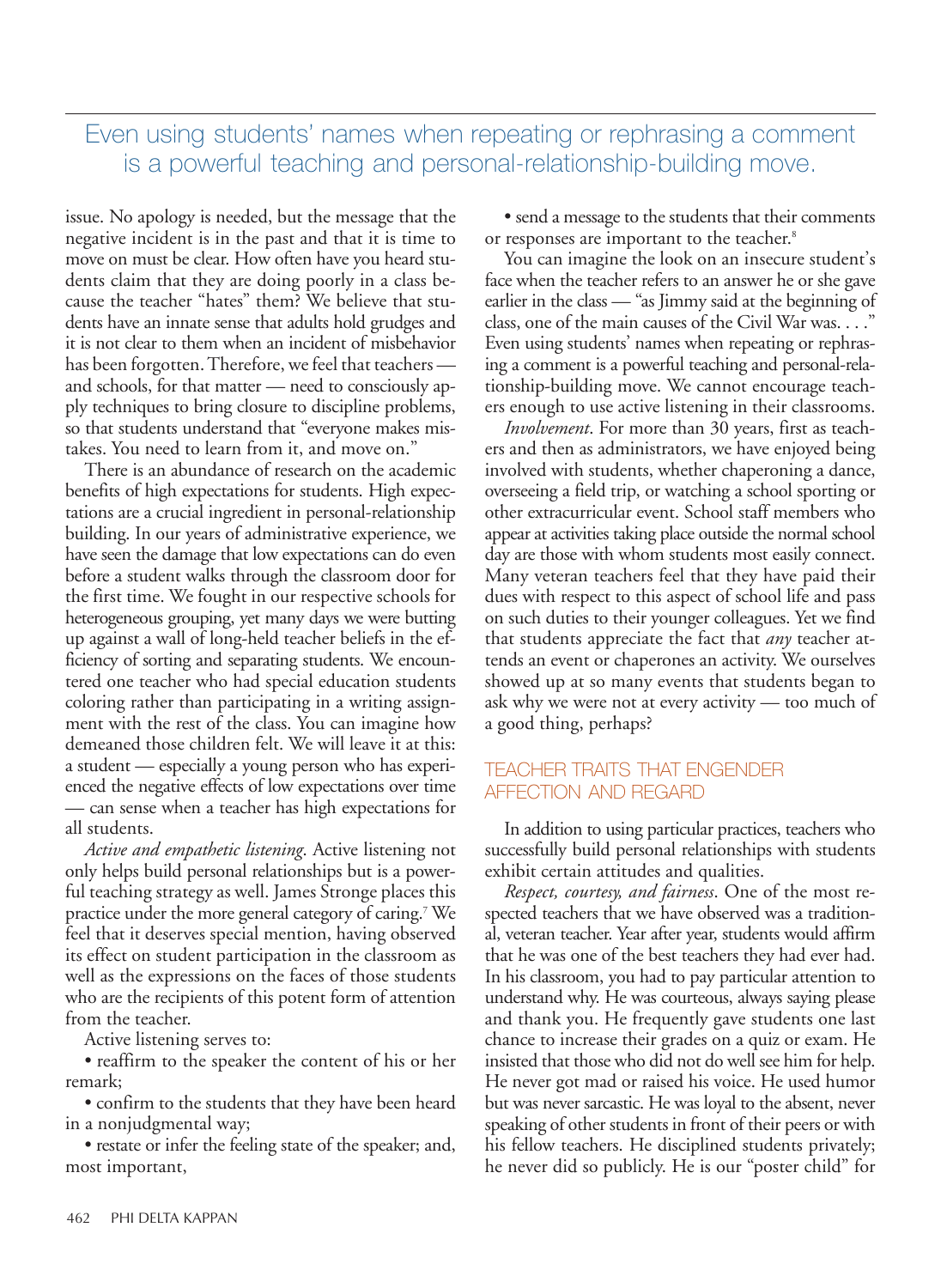> Even using students' names when repeating or rephrasing a comment is a powerful teaching and personal-relationship-building move.

issue. No apology is needed, but the message that the negative incident is in the past and that it is time to move on must be clear. How often have you heard students claim that they are doing poorly in a class because the teacher "hates" them? We believe that students have an innate sense that adults hold grudges and it is not clear to them when an incident of misbehavior has been forgotten. Therefore, we feel that teachers — and schools, for that matter — need to consciously apply techniques to bring closure to discipline problems, so that students understand that "everyone makes mistakes. You need to learn from it, and move on."

There is an abundance of research on the academic benefits of high expectations for students. High expectations are a crucial ingredient in personal-relationship building. In our years of administrative experience, we have seen the damage that low expectations can do even before a student walks through the classroom door for the first time. We fought in our respective schools for heterogeneous grouping, yet many days we were butting up against a wall of long-held teacher beliefs in the efficiency of sorting and separating students. We encountered one teacher who had special education students coloring rather than participating in a writing assignment with the rest of the class. You can imagine how demeaned those children felt. We will leave it at this: a student — especially a young person who has experienced the negative effects of low expectations over time — can sense when a teacher has high expectations for all students.

*Active and empathetic listening*. Active listening not only helps build personal relationships but is a powerful teaching strategy as well. James Stronge places this practice under the more general category of caring.[7] We feel that it deserves special mention, having observed its effect on student participation in the classroom as well as the expressions on the faces of those students who are the recipients of this potent form of attention from the teacher.

Active listening serves to:

- reaffirm to the speaker the content of his or her remark;
- confirm to the students that they have been heard in a nonjudgmental way;
- restate or infer the feeling state of the speaker; and, most important,
- send a message to the students that their comments or responses are important to the teacher.[8]

You can imagine the look on an insecure student's face when the teacher refers to an answer he or she gave earlier in the class — "as Jimmy said at the beginning of class, one of the main causes of the Civil War was. . . ." Even using students' names when repeating or rephrasing a comment is a powerful teaching and personal-relationship-building move. We cannot encourage teachers enough to use active listening in their classrooms.

*Involvement*. For more than 30 years, first as teachers and then as administrators, we have enjoyed being involved with students, whether chaperoning a dance, overseeing a field trip, or watching a school sporting or other extracurricular event. School staff members who appear at activities taking place outside the normal school day are those with whom students most easily connect. Many veteran teachers feel that they have paid their dues with respect to this aspect of school life and pass on such duties to their younger colleagues. Yet we find that students appreciate the fact that *any* teacher attends an event or chaperones an activity. We ourselves showed up at so many events that students began to ask why we were not at every activity — too much of a good thing, perhaps?

## TEACHER TRAITS THAT ENGENDER AFFECTION AND REGARD

In addition to using particular practices, teachers who successfully build personal relationships with students exhibit certain attitudes and qualities.

*Respect, courtesy, and fairness*. One of the most respected teachers that we have observed was a traditional, veteran teacher. Year after year, students would affirm that he was one of the best teachers they had ever had. In his classroom, you had to pay particular attention to understand why. He was courteous, always saying please and thank you. He frequently gave students one last chance to increase their grades on a quiz or exam. He insisted that those who did not do well see him for help. He never got mad or raised his voice. He used humor but was never sarcastic. He was loyal to the absent, never speaking of other students in front of their peers or with his fellow teachers. He disciplined students privately; he never did so publicly. He is our "poster child" for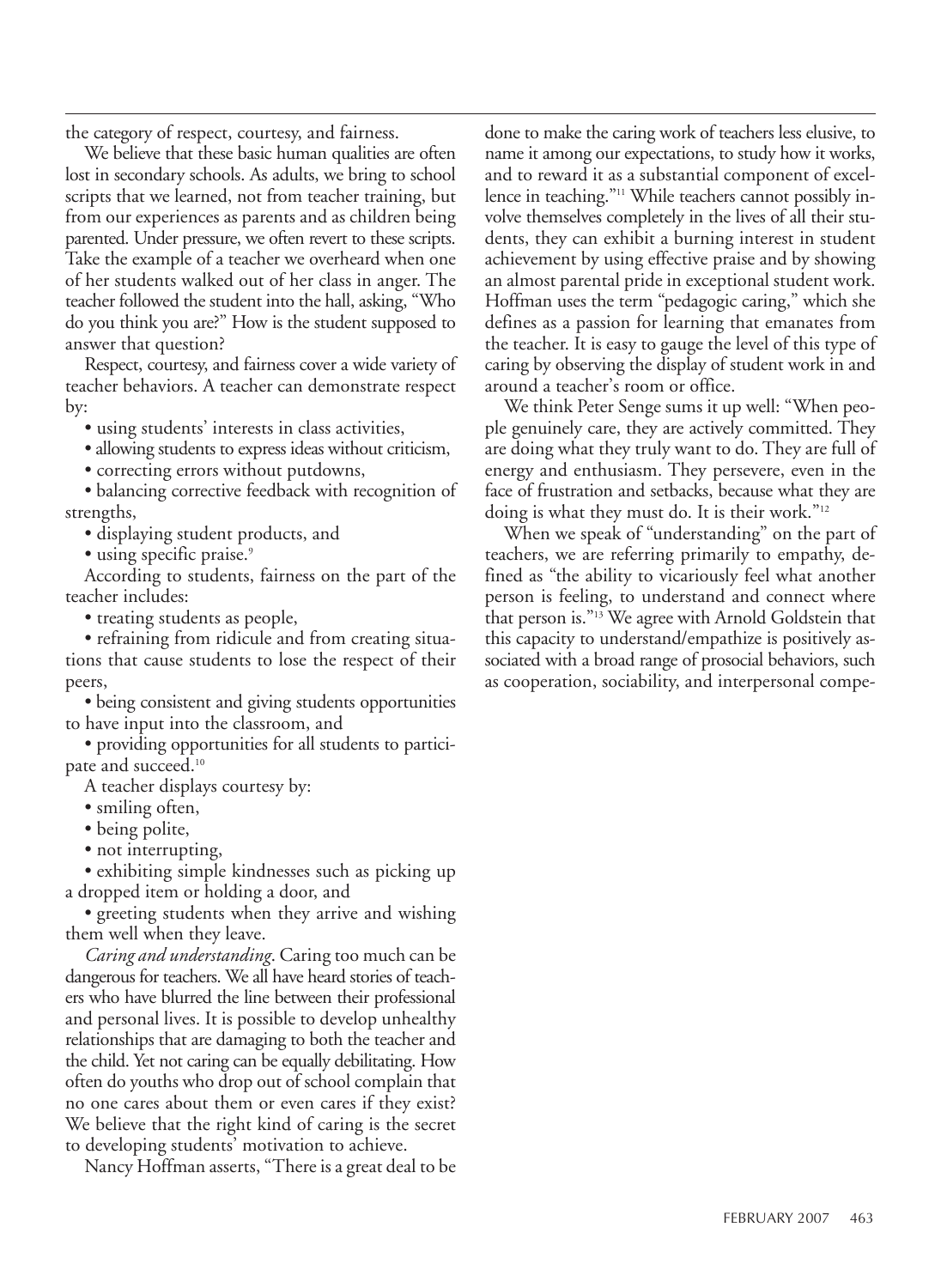the category of respect, courtesy, and fairness.

We believe that these basic human qualities are often lost in secondary schools. As adults, we bring to school scripts that we learned, not from teacher training, but from our experiences as parents and as children being parented. Under pressure, we often revert to these scripts. Take the example of a teacher we overheard when one of her students walked out of her class in anger. The teacher followed the student into the hall, asking, "Who do you think you are?" How is the student supposed to answer that question?

Respect, courtesy, and fairness cover a wide variety of teacher behaviors. A teacher can demonstrate respect by:

- using students' interests in class activities,
- allowing students to express ideas without criticism,
- correcting errors without putdowns,
- balancing corrective feedback with recognition of strengths,
- displaying student products, and
- using specific praise.[9]

According to students, fairness on the part of the teacher includes:

- treating students as people,
- refraining from ridicule and from creating situations that cause students to lose the respect of their peers,
- being consistent and giving students opportunities to have input into the classroom, and
- providing opportunities for all students to participate and succeed.[10]

A teacher displays courtesy by:

- smiling often,
- being polite,
- not interrupting,
- exhibiting simple kindnesses such as picking up a dropped item or holding a door, and
- greeting students when they arrive and wishing them well when they leave.

*Caring and understanding*. Caring too much can be dangerous for teachers. We all have heard stories of teachers who have blurred the line between their professional and personal lives. It is possible to develop unhealthy relationships that are damaging to both the teacher and the child. Yet not caring can be equally debilitating. How often do youths who drop out of school complain that no one cares about them or even cares if they exist? We believe that the right kind of caring is the secret to developing students' motivation to achieve.

Nancy Hoffman asserts, "There is a great deal to be done to make the caring work of teachers less elusive, to name it among our expectations, to study how it works, and to reward it as a substantial component of excellence in teaching."[11] While teachers cannot possibly involve themselves completely in the lives of all their students, they can exhibit a burning interest in student achievement by using effective praise and by showing an almost parental pride in exceptional student work. Hoffman uses the term "pedagogic caring," which she defines as a passion for learning that emanates from the teacher. It is easy to gauge the level of this type of caring by observing the display of student work in and around a teacher's room or office.

We think Peter Senge sums it up well: "When people genuinely care, they are actively committed. They are doing what they truly want to do. They are full of energy and enthusiasm. They persevere, even in the face of frustration and setbacks, because what they are doing is what they must do. It is their work."[12]

When we speak of "understanding" on the part of teachers, we are referring primarily to empathy, defined as "the ability to vicariously feel what another person is feeling, to understand and connect where that person is."[13] We agree with Arnold Goldstein that this capacity to understand/empathize is positively associated with a broad range of prosocial behaviors, such as cooperation, sociability, and interpersonal compe-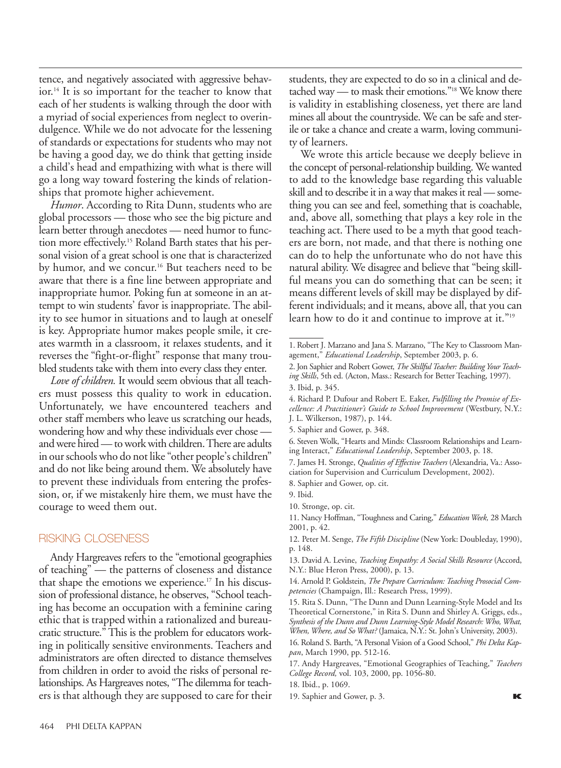tence, and negatively associated with aggressive behavior.[14] It is so important for the teacher to know that each of her students is walking through the door with a myriad of social experiences from neglect to overindulgence. While we do not advocate for the lessening of standards or expectations for students who may not be having a good day, we do think that getting inside a child's head and empathizing with what is there will go a long way toward fostering the kinds of relationships that promote higher achievement.

*Humor*. According to Rita Dunn, students who are global processors — those who see the big picture and learn better through anecdotes — need humor to function more effectively.[15] Roland Barth states that his personal vision of a great school is one that is characterized by humor, and we concur.[16] But teachers need to be aware that there is a fine line between appropriate and inappropriate humor. Poking fun at someone in an attempt to win students' favor is inappropriate. The ability to see humor in situations and to laugh at oneself is key. Appropriate humor makes people smile, it creates warmth in a classroom, it relaxes students, and it reverses the "fight-or-flight" response that many troubled students take with them into every class they enter.

*Love of children.* It would seem obvious that all teachers must possess this quality to work in education. Unfortunately, we have encountered teachers and other staff members who leave us scratching our heads, wondering how and why these individuals ever chose — and were hired — to work with children. There are adults in our schools who do not like "other people's children" and do not like being around them. We absolutely have to prevent these individuals from entering the profession, or, if we mistakenly hire them, we must have the courage to weed them out.

## RISKING CLOSENESS

Andy Hargreaves refers to the "emotional geographies of teaching" — the patterns of closeness and distance that shape the emotions we experience.[17] In his discussion of professional distance, he observes, "School teaching has become an occupation with a feminine caring ethic that is trapped within a rationalized and bureaucratic structure." This is the problem for educators working in politically sensitive environments. Teachers and administrators are often directed to distance themselves from children in order to avoid the risks of personal relationships. As Hargreaves notes, "The dilemma for teachers is that although they are supposed to care for their students, they are expected to do so in a clinical and detached way — to mask their emotions."[18] We know there is validity in establishing closeness, yet there are land mines all about the countryside. We can be safe and sterile or take a chance and create a warm, loving community of learners.

We wrote this article because we deeply believe in the concept of personal-relationship building. We wanted to add to the knowledge base regarding this valuable skill and to describe it in a way that makes it real — something you can see and feel, something that is coachable, and, above all, something that plays a key role in the teaching act. There used to be a myth that good teachers are born, not made, and that there is nothing one can do to help the unfortunate who do not have this natural ability. We disagree and believe that "being skillful means you can do something that can be seen; it means different levels of skill may be displayed by different individuals; and it means, above all, that you can learn how to do it and continue to improve at it."[19]

---

1. Robert J. Marzano and Jana S. Marzano, "The Key to Classroom Management," *Educational Leadership*, September 2003, p. 6.
2. Jon Saphier and Robert Gower, *The Skillful Teacher: Building Your Teaching Skills*, 5th ed. (Acton, Mass.: Research for Better Teaching, 1997).
3. Ibid, p. 345.
4. Richard P. Dufour and Robert E. Eaker, *Fulfilling the Promise of Excellence: A Practitioner's Guide to School Improvement* (Westbury, N.Y.: J. L. Wilkerson, 1987), p. 144.
5. Saphier and Gower, p. 348.
6. Steven Wolk, "Hearts and Minds: Classroom Relationships and Learning Interact," *Educational Leadership*, September 2003, p. 18.
7. James H. Stronge, *Qualities of Effective Teachers* (Alexandria, Va.: Association for Supervision and Curriculum Development, 2002).
8. Saphier and Gower, op. cit.
9. Ibid.
10. Stronge, op. cit.
11. Nancy Hoffman, "Toughness and Caring," *Education Week,* 28 March 2001, p. 42.
12. Peter M. Senge, *The Fifth Discipline* (New York: Doubleday, 1990), p. 148.
13. David A. Levine, *Teaching Empathy: A Social Skills Resource* (Accord, N.Y.: Blue Heron Press, 2000), p. 13.
14. Arnold P. Goldstein, *The Prepare Curriculum: Teaching Prosocial Competencies* (Champaign, Ill.: Research Press, 1999).
15. Rita S. Dunn, "The Dunn and Dunn Learning-Style Model and Its Theoretical Cornerstone," in Rita S. Dunn and Shirley A. Griggs, eds., *Synthesis of the Dunn and Dunn Learning-Style Model Research: Who, What, When, Where, and So What?* (Jamaica, N.Y.: St. John's University, 2003).
16. Roland S. Barth, "A Personal Vision of a Good School," *Phi Delta Kappan*, March 1990, pp. 512-16.
17. Andy Hargreaves, "Emotional Geographies of Teaching," *Teachers College Record,* vol. 103, 2000, pp. 1056-80.
18. Ibid., p. 1069.
19. Saphier and Gower, p. 3.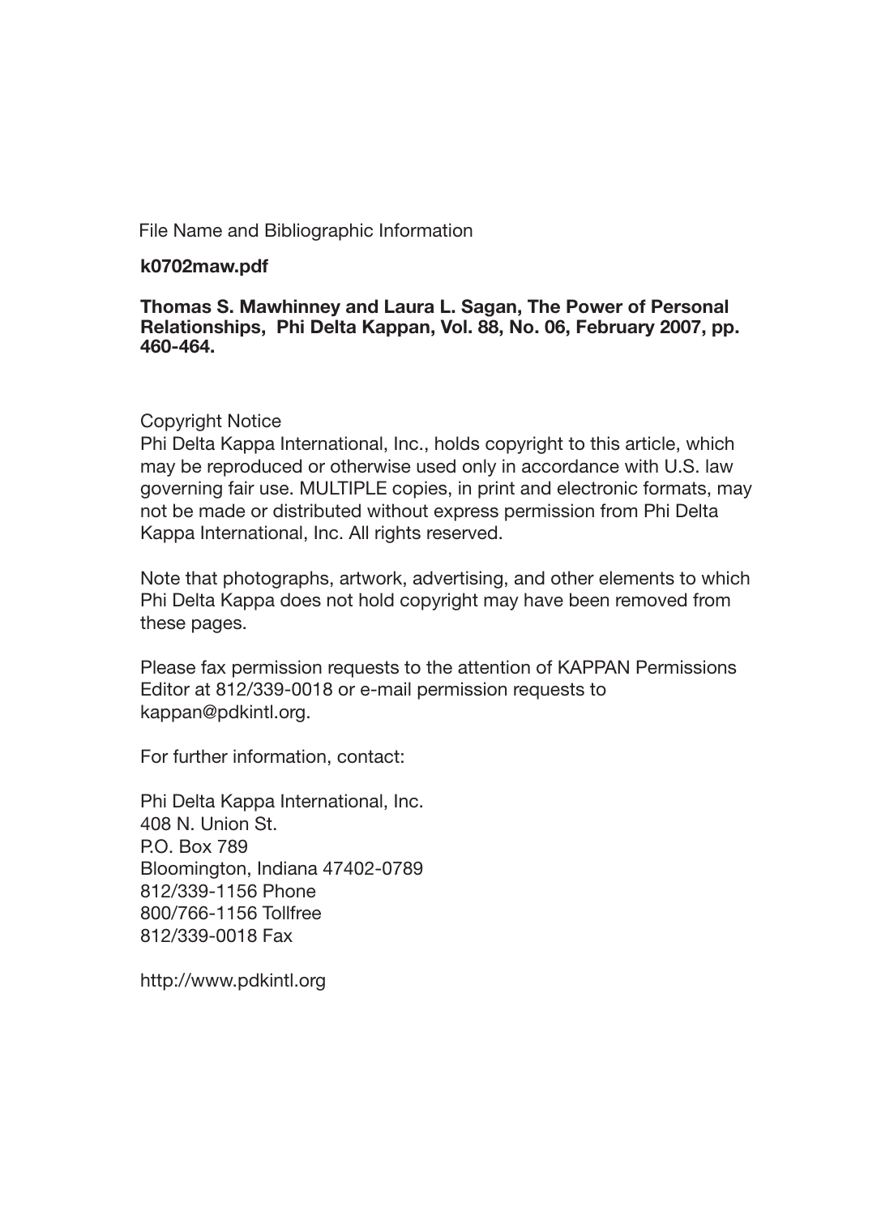File Name and Bibliographic Information

**k0702maw.pdf**

**Thomas S. Mawhinney and Laura L. Sagan, The Power of Personal Relationships, Phi Delta Kappan, Vol. 88, No. 06, February 2007, pp. 460-464.**

Copyright Notice

Phi Delta Kappa International, Inc., holds copyright to this article, which may be reproduced or otherwise used only in accordance with U.S. law governing fair use. MULTIPLE copies, in print and electronic formats, may not be made or distributed without express permission from Phi Delta Kappa International, Inc. All rights reserved.

Note that photographs, artwork, advertising, and other elements to which Phi Delta Kappa does not hold copyright may have been removed from these pages.

Please fax permission requests to the attention of KAPPAN Permissions Editor at 812/339-0018 or e-mail permission requests to kappan@pdkintl.org.

For further information, contact:

Phi Delta Kappa International, Inc.
408 N. Union St.
P.O. Box 789
Bloomington, Indiana 47402-0789
812/339-1156 Phone
800/766-1156 Tollfree
812/339-0018 Fax

http://www.pdkintl.org